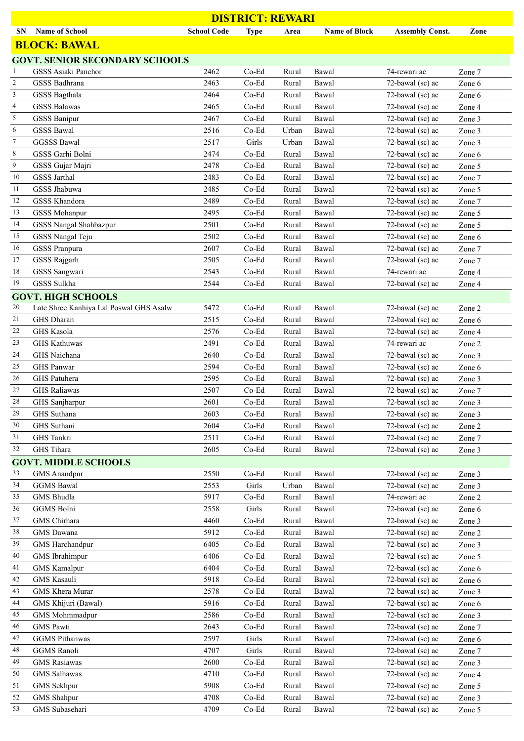# DISTRICT: REWARI

| SN | Name of School | School Code | Type | Area | Name of Block | Assembly Const. | Zone |
|---|---|---|---|---|---|---|---|
| **BLOCK: BAWAL** | | | | | | | |
| **GOVT. SENIOR SECONDARY SCHOOLS** | | | | | | | |
| 1 | GSSS Asiaki Panchor | 2462 | Co-Ed | Rural | Bawal | 74-rewari ac | Zone 7 |
| 2 | GSSS Badhrana | 2463 | Co-Ed | Rural | Bawal | 72-bawal (sc) ac | Zone 6 |
| 3 | GSSS Bagthala | 2464 | Co-Ed | Rural | Bawal | 72-bawal (sc) ac | Zone 6 |
| 4 | GSSS Balawas | 2465 | Co-Ed | Rural | Bawal | 72-bawal (sc) ac | Zone 4 |
| 5 | GSSS Banipur | 2467 | Co-Ed | Rural | Bawal | 72-bawal (sc) ac | Zone 3 |
| 6 | GSSS Bawal | 2516 | Co-Ed | Urban | Bawal | 72-bawal (sc) ac | Zone 3 |
| 7 | GGSSS Bawal | 2517 | Girls | Urban | Bawal | 72-bawal (sc) ac | Zone 3 |
| 8 | GSSS Garhi Bolni | 2474 | Co-Ed | Rural | Bawal | 72-bawal (sc) ac | Zone 6 |
| 9 | GSSS Gujar Majri | 2478 | Co-Ed | Rural | Bawal | 72-bawal (sc) ac | Zone 5 |
| 10 | GSSS Jarthal | 2483 | Co-Ed | Rural | Bawal | 72-bawal (sc) ac | Zone 7 |
| 11 | GSSS Jhabuwa | 2485 | Co-Ed | Rural | Bawal | 72-bawal (sc) ac | Zone 5 |
| 12 | GSSS Khandora | 2489 | Co-Ed | Rural | Bawal | 72-bawal (sc) ac | Zone 7 |
| 13 | GSSS Mohanpur | 2495 | Co-Ed | Rural | Bawal | 72-bawal (sc) ac | Zone 5 |
| 14 | GSSS Nangal Shahbazpur | 2501 | Co-Ed | Rural | Bawal | 72-bawal (sc) ac | Zone 5 |
| 15 | GSSS Nangal Teju | 2502 | Co-Ed | Rural | Bawal | 72-bawal (sc) ac | Zone 6 |
| 16 | GSSS Pranpura | 2607 | Co-Ed | Rural | Bawal | 72-bawal (sc) ac | Zone 7 |
| 17 | GSSS Rajgarh | 2505 | Co-Ed | Rural | Bawal | 72-bawal (sc) ac | Zone 7 |
| 18 | GSSS Sangwari | 2543 | Co-Ed | Rural | Bawal | 74-rewari ac | Zone 4 |
| 19 | GSSS Sulkha | 2544 | Co-Ed | Rural | Bawal | 72-bawal (sc) ac | Zone 4 |
| **GOVT. HIGH SCHOOLS** | | | | | | | |
| 20 | Late Shree Kanhiya Lal Poswal GHS Asalw | 5472 | Co-Ed | Rural | Bawal | 72-bawal (sc) ac | Zone 2 |
| 21 | GHS Dharan | 2515 | Co-Ed | Rural | Bawal | 72-bawal (sc) ac | Zone 6 |
| 22 | GHS Kasola | 2576 | Co-Ed | Rural | Bawal | 72-bawal (sc) ac | Zone 4 |
| 23 | GHS Kathuwas | 2491 | Co-Ed | Rural | Bawal | 74-rewari ac | Zone 2 |
| 24 | GHS Naichana | 2640 | Co-Ed | Rural | Bawal | 72-bawal (sc) ac | Zone 3 |
| 25 | GHS Panwar | 2594 | Co-Ed | Rural | Bawal | 72-bawal (sc) ac | Zone 6 |
| 26 | GHS Patuhera | 2595 | Co-Ed | Rural | Bawal | 72-bawal (sc) ac | Zone 3 |
| 27 | GHS Raliawas | 2507 | Co-Ed | Rural | Bawal | 72-bawal (sc) ac | Zone 7 |
| 28 | GHS Sanjharpur | 2601 | Co-Ed | Rural | Bawal | 72-bawal (sc) ac | Zone 3 |
| 29 | GHS Suthana | 2603 | Co-Ed | Rural | Bawal | 72-bawal (sc) ac | Zone 3 |
| 30 | GHS Suthani | 2604 | Co-Ed | Rural | Bawal | 72-bawal (sc) ac | Zone 2 |
| 31 | GHS Tankri | 2511 | Co-Ed | Rural | Bawal | 72-bawal (sc) ac | Zone 7 |
| 32 | GHS Tihara | 2605 | Co-Ed | Rural | Bawal | 72-bawal (sc) ac | Zone 3 |
| **GOVT. MIDDLE SCHOOLS** | | | | | | | |
| 33 | GMS Anandpur | 2550 | Co-Ed | Rural | Bawal | 72-bawal (sc) ac | Zone 3 |
| 34 | GGMS Bawal | 2553 | Girls | Urban | Bawal | 72-bawal (sc) ac | Zone 3 |
| 35 | GMS Bhudla | 5917 | Co-Ed | Rural | Bawal | 74-rewari ac | Zone 2 |
| 36 | GGMS Bolni | 2558 | Girls | Rural | Bawal | 72-bawal (sc) ac | Zone 6 |
| 37 | GMS Chirhara | 4460 | Co-Ed | Rural | Bawal | 72-bawal (sc) ac | Zone 3 |
| 38 | GMS Dawana | 5912 | Co-Ed | Rural | Bawal | 72-bawal (sc) ac | Zone 2 |
| 39 | GMS Harchandpur | 6405 | Co-Ed | Rural | Bawal | 72-bawal (sc) ac | Zone 3 |
| 40 | GMS Ibrahimpur | 6406 | Co-Ed | Rural | Bawal | 72-bawal (sc) ac | Zone 5 |
| 41 | GMS Kamalpur | 6404 | Co-Ed | Rural | Bawal | 72-bawal (sc) ac | Zone 6 |
| 42 | GMS Kasauli | 5918 | Co-Ed | Rural | Bawal | 72-bawal (sc) ac | Zone 6 |
| 43 | GMS Khera Murar | 2578 | Co-Ed | Rural | Bawal | 72-bawal (sc) ac | Zone 3 |
| 44 | GMS Khijuri (Bawal) | 5916 | Co-Ed | Rural | Bawal | 72-bawal (sc) ac | Zone 6 |
| 45 | GMS Mohmmadpur | 2586 | Co-Ed | Rural | Bawal | 72-bawal (sc) ac | Zone 3 |
| 46 | GMS Pawti | 2643 | Co-Ed | Rural | Bawal | 72-bawal (sc) ac | Zone 7 |
| 47 | GGMS Pithanwas | 2597 | Girls | Rural | Bawal | 72-bawal (sc) ac | Zone 6 |
| 48 | GGMS Ranoli | 4707 | Girls | Rural | Bawal | 72-bawal (sc) ac | Zone 7 |
| 49 | GMS Rasiawas | 2600 | Co-Ed | Rural | Bawal | 72-bawal (sc) ac | Zone 3 |
| 50 | GMS Salhawas | 4710 | Co-Ed | Rural | Bawal | 72-bawal (sc) ac | Zone 4 |
| 51 | GMS Sekhpur | 5908 | Co-Ed | Rural | Bawal | 72-bawal (sc) ac | Zone 5 |
| 52 | GMS Shahpur | 4708 | Co-Ed | Rural | Bawal | 72-bawal (sc) ac | Zone 3 |
| 53 | GMS Subasehari | 4709 | Co-Ed | Rural | Bawal | 72-bawal (sc) ac | Zone 5 |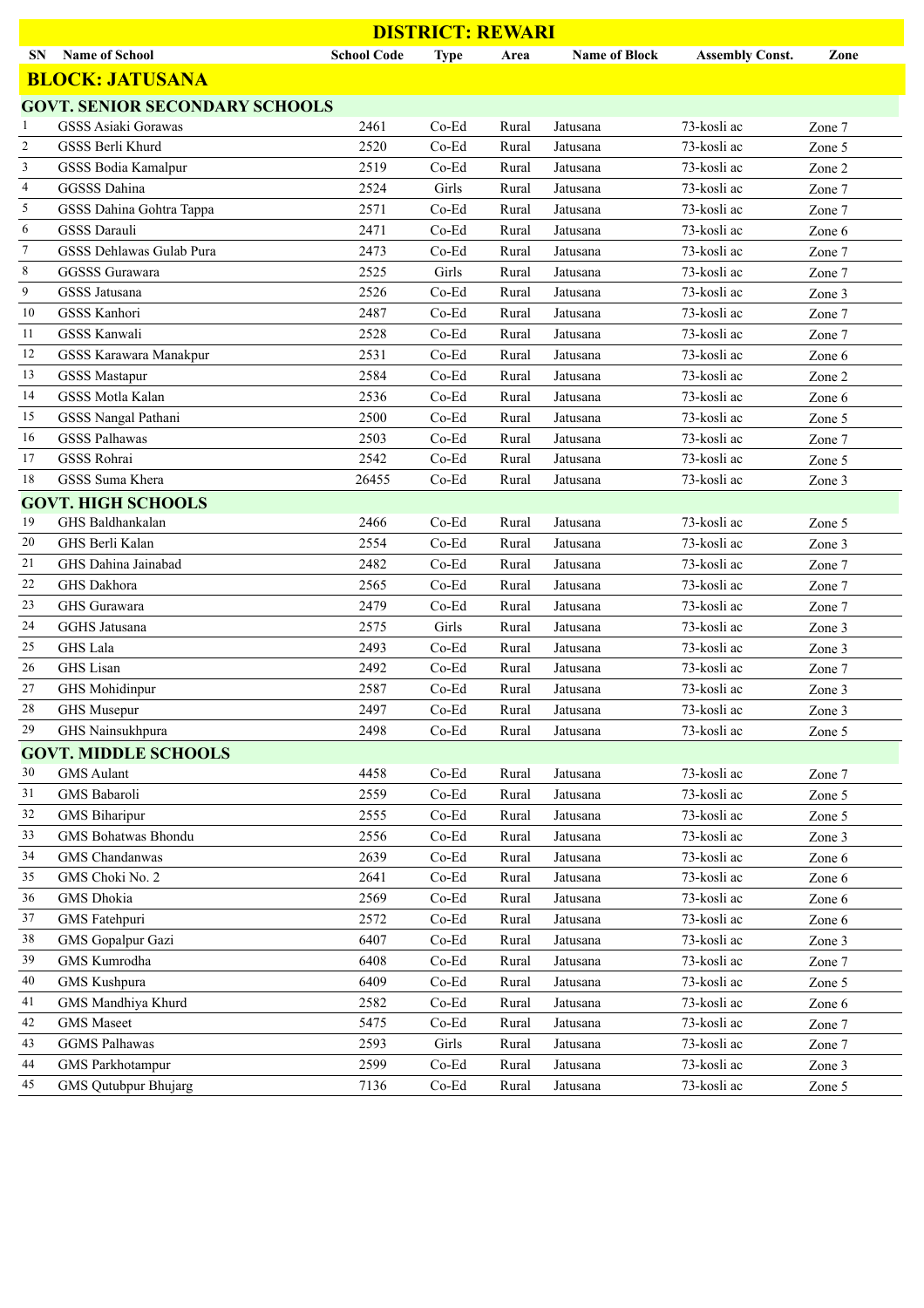# DISTRICT: REWARI

| SN | Name of School | School Code | Type | Area | Name of Block | Assembly Const. | Zone |
|---|---|---|---|---|---|---|---|
| **BLOCK: JATUSANA** | | | | | | | |
| **GOVT. SENIOR SECONDARY SCHOOLS** | | | | | | | |
| 1 | GSSS Asiaki Gorawas | 2461 | Co-Ed | Rural | Jatusana | 73-kosli ac | Zone 7 |
| 2 | GSSS Berli Khurd | 2520 | Co-Ed | Rural | Jatusana | 73-kosli ac | Zone 5 |
| 3 | GSSS Bodia Kamalpur | 2519 | Co-Ed | Rural | Jatusana | 73-kosli ac | Zone 2 |
| 4 | GGSSS Dahina | 2524 | Girls | Rural | Jatusana | 73-kosli ac | Zone 7 |
| 5 | GSSS Dahina Gohtra Tappa | 2571 | Co-Ed | Rural | Jatusana | 73-kosli ac | Zone 7 |
| 6 | GSSS Darauli | 2471 | Co-Ed | Rural | Jatusana | 73-kosli ac | Zone 6 |
| 7 | GSSS Dehlawas Gulab Pura | 2473 | Co-Ed | Rural | Jatusana | 73-kosli ac | Zone 7 |
| 8 | GGSSS Gurawara | 2525 | Girls | Rural | Jatusana | 73-kosli ac | Zone 7 |
| 9 | GSSS Jatusana | 2526 | Co-Ed | Rural | Jatusana | 73-kosli ac | Zone 3 |
| 10 | GSSS Kanhori | 2487 | Co-Ed | Rural | Jatusana | 73-kosli ac | Zone 7 |
| 11 | GSSS Kanwali | 2528 | Co-Ed | Rural | Jatusana | 73-kosli ac | Zone 7 |
| 12 | GSSS Karawara Manakpur | 2531 | Co-Ed | Rural | Jatusana | 73-kosli ac | Zone 6 |
| 13 | GSSS Mastapur | 2584 | Co-Ed | Rural | Jatusana | 73-kosli ac | Zone 2 |
| 14 | GSSS Motla Kalan | 2536 | Co-Ed | Rural | Jatusana | 73-kosli ac | Zone 6 |
| 15 | GSSS Nangal Pathani | 2500 | Co-Ed | Rural | Jatusana | 73-kosli ac | Zone 5 |
| 16 | GSSS Palhawas | 2503 | Co-Ed | Rural | Jatusana | 73-kosli ac | Zone 7 |
| 17 | GSSS Rohrai | 2542 | Co-Ed | Rural | Jatusana | 73-kosli ac | Zone 5 |
| 18 | GSSS Suma Khera | 26455 | Co-Ed | Rural | Jatusana | 73-kosli ac | Zone 3 |
| **GOVT. HIGH SCHOOLS** | | | | | | | |
| 19 | GHS Baldhankalan | 2466 | Co-Ed | Rural | Jatusana | 73-kosli ac | Zone 5 |
| 20 | GHS Berli Kalan | 2554 | Co-Ed | Rural | Jatusana | 73-kosli ac | Zone 3 |
| 21 | GHS Dahina Jainabad | 2482 | Co-Ed | Rural | Jatusana | 73-kosli ac | Zone 7 |
| 22 | GHS Dakhora | 2565 | Co-Ed | Rural | Jatusana | 73-kosli ac | Zone 7 |
| 23 | GHS Gurawara | 2479 | Co-Ed | Rural | Jatusana | 73-kosli ac | Zone 7 |
| 24 | GGHS Jatusana | 2575 | Girls | Rural | Jatusana | 73-kosli ac | Zone 3 |
| 25 | GHS Lala | 2493 | Co-Ed | Rural | Jatusana | 73-kosli ac | Zone 3 |
| 26 | GHS Lisan | 2492 | Co-Ed | Rural | Jatusana | 73-kosli ac | Zone 7 |
| 27 | GHS Mohidinpur | 2587 | Co-Ed | Rural | Jatusana | 73-kosli ac | Zone 3 |
| 28 | GHS Musepur | 2497 | Co-Ed | Rural | Jatusana | 73-kosli ac | Zone 3 |
| 29 | GHS Nainsukhpura | 2498 | Co-Ed | Rural | Jatusana | 73-kosli ac | Zone 5 |
| **GOVT. MIDDLE SCHOOLS** | | | | | | | |
| 30 | GMS Aulant | 4458 | Co-Ed | Rural | Jatusana | 73-kosli ac | Zone 7 |
| 31 | GMS Babaroli | 2559 | Co-Ed | Rural | Jatusana | 73-kosli ac | Zone 5 |
| 32 | GMS Biharipur | 2555 | Co-Ed | Rural | Jatusana | 73-kosli ac | Zone 5 |
| 33 | GMS Bohatwas Bhondu | 2556 | Co-Ed | Rural | Jatusana | 73-kosli ac | Zone 3 |
| 34 | GMS Chandanwas | 2639 | Co-Ed | Rural | Jatusana | 73-kosli ac | Zone 6 |
| 35 | GMS Choki No. 2 | 2641 | Co-Ed | Rural | Jatusana | 73-kosli ac | Zone 6 |
| 36 | GMS Dhokia | 2569 | Co-Ed | Rural | Jatusana | 73-kosli ac | Zone 6 |
| 37 | GMS Fatehpuri | 2572 | Co-Ed | Rural | Jatusana | 73-kosli ac | Zone 6 |
| 38 | GMS Gopalpur Gazi | 6407 | Co-Ed | Rural | Jatusana | 73-kosli ac | Zone 3 |
| 39 | GMS Kumrodha | 6408 | Co-Ed | Rural | Jatusana | 73-kosli ac | Zone 7 |
| 40 | GMS Kushpura | 6409 | Co-Ed | Rural | Jatusana | 73-kosli ac | Zone 5 |
| 41 | GMS Mandhiya Khurd | 2582 | Co-Ed | Rural | Jatusana | 73-kosli ac | Zone 6 |
| 42 | GMS Maseet | 5475 | Co-Ed | Rural | Jatusana | 73-kosli ac | Zone 7 |
| 43 | GGMS Palhawas | 2593 | Girls | Rural | Jatusana | 73-kosli ac | Zone 7 |
| 44 | GMS Parkhotampur | 2599 | Co-Ed | Rural | Jatusana | 73-kosli ac | Zone 3 |
| 45 | GMS Qutubpur Bhujarg | 7136 | Co-Ed | Rural | Jatusana | 73-kosli ac | Zone 5 |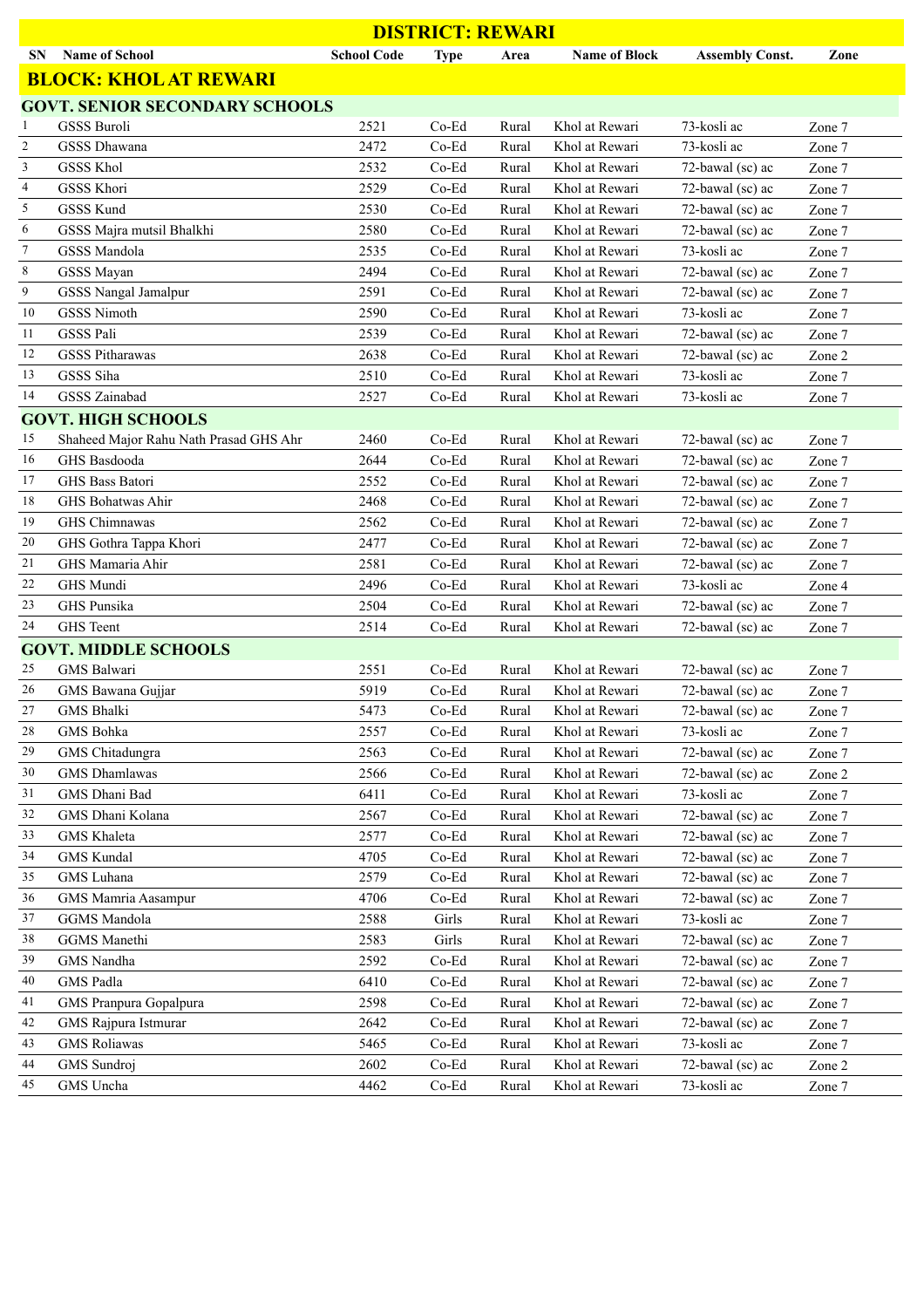# DISTRICT: REWARI

| SN | Name of School | School Code | Type | Area | Name of Block | Assembly Const. | Zone |
|---|---|---|---|---|---|---|---|
| **BLOCK: KHOL AT REWARI** | | | | | | | |
| **GOVT. SENIOR SECONDARY SCHOOLS** | | | | | | | |
| 1 | GSSS Buroli | 2521 | Co-Ed | Rural | Khol at Rewari | 73-kosli ac | Zone 7 |
| 2 | GSSS Dhawana | 2472 | Co-Ed | Rural | Khol at Rewari | 73-kosli ac | Zone 7 |
| 3 | GSSS Khol | 2532 | Co-Ed | Rural | Khol at Rewari | 72-bawal (sc) ac | Zone 7 |
| 4 | GSSS Khori | 2529 | Co-Ed | Rural | Khol at Rewari | 72-bawal (sc) ac | Zone 7 |
| 5 | GSSS Kund | 2530 | Co-Ed | Rural | Khol at Rewari | 72-bawal (sc) ac | Zone 7 |
| 6 | GSSS Majra mutsil Bhalkhi | 2580 | Co-Ed | Rural | Khol at Rewari | 72-bawal (sc) ac | Zone 7 |
| 7 | GSSS Mandola | 2535 | Co-Ed | Rural | Khol at Rewari | 73-kosli ac | Zone 7 |
| 8 | GSSS Mayan | 2494 | Co-Ed | Rural | Khol at Rewari | 72-bawal (sc) ac | Zone 7 |
| 9 | GSSS Nangal Jamalpur | 2591 | Co-Ed | Rural | Khol at Rewari | 72-bawal (sc) ac | Zone 7 |
| 10 | GSSS Nimoth | 2590 | Co-Ed | Rural | Khol at Rewari | 73-kosli ac | Zone 7 |
| 11 | GSSS Pali | 2539 | Co-Ed | Rural | Khol at Rewari | 72-bawal (sc) ac | Zone 7 |
| 12 | GSSS Pitharawas | 2638 | Co-Ed | Rural | Khol at Rewari | 72-bawal (sc) ac | Zone 2 |
| 13 | GSSS Siha | 2510 | Co-Ed | Rural | Khol at Rewari | 73-kosli ac | Zone 7 |
| 14 | GSSS Zainabad | 2527 | Co-Ed | Rural | Khol at Rewari | 73-kosli ac | Zone 7 |
| **GOVT. HIGH SCHOOLS** | | | | | | | |
| 15 | Shaheed Major Rahu Nath Prasad GHS Ahr | 2460 | Co-Ed | Rural | Khol at Rewari | 72-bawal (sc) ac | Zone 7 |
| 16 | GHS Basdooda | 2644 | Co-Ed | Rural | Khol at Rewari | 72-bawal (sc) ac | Zone 7 |
| 17 | GHS Bass Batori | 2552 | Co-Ed | Rural | Khol at Rewari | 72-bawal (sc) ac | Zone 7 |
| 18 | GHS Bohatwas Ahir | 2468 | Co-Ed | Rural | Khol at Rewari | 72-bawal (sc) ac | Zone 7 |
| 19 | GHS Chimnawas | 2562 | Co-Ed | Rural | Khol at Rewari | 72-bawal (sc) ac | Zone 7 |
| 20 | GHS Gothra Tappa Khori | 2477 | Co-Ed | Rural | Khol at Rewari | 72-bawal (sc) ac | Zone 7 |
| 21 | GHS Mamaria Ahir | 2581 | Co-Ed | Rural | Khol at Rewari | 72-bawal (sc) ac | Zone 7 |
| 22 | GHS Mundi | 2496 | Co-Ed | Rural | Khol at Rewari | 73-kosli ac | Zone 4 |
| 23 | GHS Punsika | 2504 | Co-Ed | Rural | Khol at Rewari | 72-bawal (sc) ac | Zone 7 |
| 24 | GHS Teent | 2514 | Co-Ed | Rural | Khol at Rewari | 72-bawal (sc) ac | Zone 7 |
| **GOVT. MIDDLE SCHOOLS** | | | | | | | |
| 25 | GMS Balwari | 2551 | Co-Ed | Rural | Khol at Rewari | 72-bawal (sc) ac | Zone 7 |
| 26 | GMS Bawana Gujjar | 5919 | Co-Ed | Rural | Khol at Rewari | 72-bawal (sc) ac | Zone 7 |
| 27 | GMS Bhalki | 5473 | Co-Ed | Rural | Khol at Rewari | 72-bawal (sc) ac | Zone 7 |
| 28 | GMS Bohka | 2557 | Co-Ed | Rural | Khol at Rewari | 73-kosli ac | Zone 7 |
| 29 | GMS Chitadungra | 2563 | Co-Ed | Rural | Khol at Rewari | 72-bawal (sc) ac | Zone 7 |
| 30 | GMS Dhamlawas | 2566 | Co-Ed | Rural | Khol at Rewari | 72-bawal (sc) ac | Zone 2 |
| 31 | GMS Dhani Bad | 6411 | Co-Ed | Rural | Khol at Rewari | 73-kosli ac | Zone 7 |
| 32 | GMS Dhani Kolana | 2567 | Co-Ed | Rural | Khol at Rewari | 72-bawal (sc) ac | Zone 7 |
| 33 | GMS Khaleta | 2577 | Co-Ed | Rural | Khol at Rewari | 72-bawal (sc) ac | Zone 7 |
| 34 | GMS Kundal | 4705 | Co-Ed | Rural | Khol at Rewari | 72-bawal (sc) ac | Zone 7 |
| 35 | GMS Luhana | 2579 | Co-Ed | Rural | Khol at Rewari | 72-bawal (sc) ac | Zone 7 |
| 36 | GMS Mamria Aasampur | 4706 | Co-Ed | Rural | Khol at Rewari | 72-bawal (sc) ac | Zone 7 |
| 37 | GGMS Mandola | 2588 | Girls | Rural | Khol at Rewari | 73-kosli ac | Zone 7 |
| 38 | GGMS Manethi | 2583 | Girls | Rural | Khol at Rewari | 72-bawal (sc) ac | Zone 7 |
| 39 | GMS Nandha | 2592 | Co-Ed | Rural | Khol at Rewari | 72-bawal (sc) ac | Zone 7 |
| 40 | GMS Padla | 6410 | Co-Ed | Rural | Khol at Rewari | 72-bawal (sc) ac | Zone 7 |
| 41 | GMS Pranpura Gopalpura | 2598 | Co-Ed | Rural | Khol at Rewari | 72-bawal (sc) ac | Zone 7 |
| 42 | GMS Rajpura Istmurar | 2642 | Co-Ed | Rural | Khol at Rewari | 72-bawal (sc) ac | Zone 7 |
| 43 | GMS Roliawas | 5465 | Co-Ed | Rural | Khol at Rewari | 73-kosli ac | Zone 7 |
| 44 | GMS Sundroj | 2602 | Co-Ed | Rural | Khol at Rewari | 72-bawal (sc) ac | Zone 2 |
| 45 | GMS Uncha | 4462 | Co-Ed | Rural | Khol at Rewari | 73-kosli ac | Zone 7 |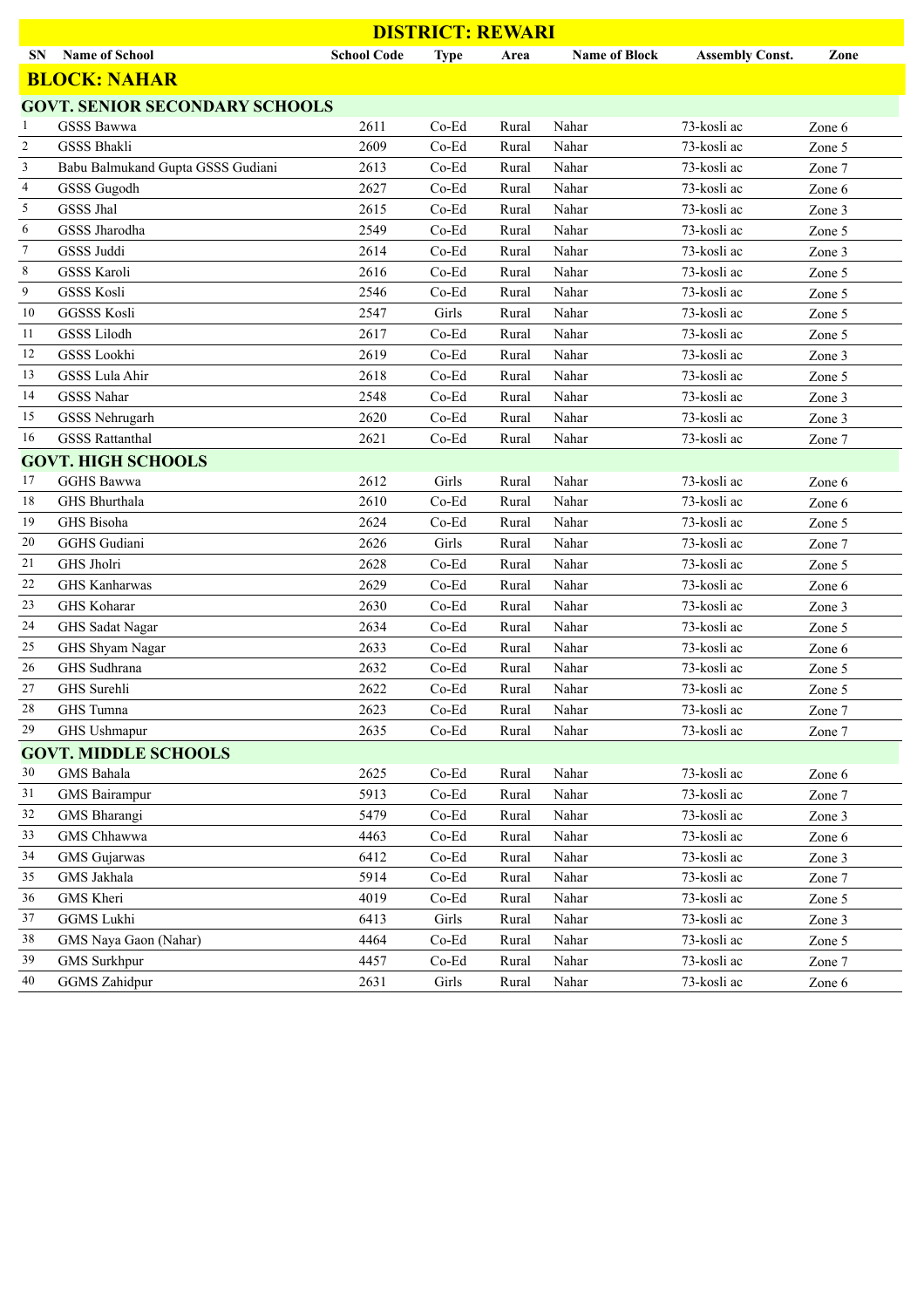# DISTRICT: REWARI

| SN | Name of School | School Code | Type | Area | Name of Block | Assembly Const. | Zone |
|---|---|---|---|---|---|---|---|
| **BLOCK: NAHAR** | | | | | | | |
| **GOVT. SENIOR SECONDARY SCHOOLS** | | | | | | | |
| 1 | GSSS Bawwa | 2611 | Co-Ed | Rural | Nahar | 73-kosli ac | Zone 6 |
| 2 | GSSS Bhakli | 2609 | Co-Ed | Rural | Nahar | 73-kosli ac | Zone 5 |
| 3 | Babu Balmukand Gupta GSSS Gudiani | 2613 | Co-Ed | Rural | Nahar | 73-kosli ac | Zone 7 |
| 4 | GSSS Gugodh | 2627 | Co-Ed | Rural | Nahar | 73-kosli ac | Zone 6 |
| 5 | GSSS Jhal | 2615 | Co-Ed | Rural | Nahar | 73-kosli ac | Zone 3 |
| 6 | GSSS Jharodha | 2549 | Co-Ed | Rural | Nahar | 73-kosli ac | Zone 5 |
| 7 | GSSS Juddi | 2614 | Co-Ed | Rural | Nahar | 73-kosli ac | Zone 3 |
| 8 | GSSS Karoli | 2616 | Co-Ed | Rural | Nahar | 73-kosli ac | Zone 5 |
| 9 | GSSS Kosli | 2546 | Co-Ed | Rural | Nahar | 73-kosli ac | Zone 5 |
| 10 | GGSSS Kosli | 2547 | Girls | Rural | Nahar | 73-kosli ac | Zone 5 |
| 11 | GSSS Lilodh | 2617 | Co-Ed | Rural | Nahar | 73-kosli ac | Zone 5 |
| 12 | GSSS Lookhi | 2619 | Co-Ed | Rural | Nahar | 73-kosli ac | Zone 3 |
| 13 | GSSS Lula Ahir | 2618 | Co-Ed | Rural | Nahar | 73-kosli ac | Zone 5 |
| 14 | GSSS Nahar | 2548 | Co-Ed | Rural | Nahar | 73-kosli ac | Zone 3 |
| 15 | GSSS Nehrugarh | 2620 | Co-Ed | Rural | Nahar | 73-kosli ac | Zone 3 |
| 16 | GSSS Rattanthal | 2621 | Co-Ed | Rural | Nahar | 73-kosli ac | Zone 7 |
| **GOVT. HIGH SCHOOLS** | | | | | | | |
| 17 | GGHS Bawwa | 2612 | Girls | Rural | Nahar | 73-kosli ac | Zone 6 |
| 18 | GHS Bhurthala | 2610 | Co-Ed | Rural | Nahar | 73-kosli ac | Zone 6 |
| 19 | GHS Bisoha | 2624 | Co-Ed | Rural | Nahar | 73-kosli ac | Zone 5 |
| 20 | GGHS Gudiani | 2626 | Girls | Rural | Nahar | 73-kosli ac | Zone 7 |
| 21 | GHS Jholri | 2628 | Co-Ed | Rural | Nahar | 73-kosli ac | Zone 5 |
| 22 | GHS Kanharwas | 2629 | Co-Ed | Rural | Nahar | 73-kosli ac | Zone 6 |
| 23 | GHS Koharar | 2630 | Co-Ed | Rural | Nahar | 73-kosli ac | Zone 3 |
| 24 | GHS Sadat Nagar | 2634 | Co-Ed | Rural | Nahar | 73-kosli ac | Zone 5 |
| 25 | GHS Shyam Nagar | 2633 | Co-Ed | Rural | Nahar | 73-kosli ac | Zone 6 |
| 26 | GHS Sudhrana | 2632 | Co-Ed | Rural | Nahar | 73-kosli ac | Zone 5 |
| 27 | GHS Surehli | 2622 | Co-Ed | Rural | Nahar | 73-kosli ac | Zone 5 |
| 28 | GHS Tumna | 2623 | Co-Ed | Rural | Nahar | 73-kosli ac | Zone 7 |
| 29 | GHS Ushmapur | 2635 | Co-Ed | Rural | Nahar | 73-kosli ac | Zone 7 |
| **GOVT. MIDDLE SCHOOLS** | | | | | | | |
| 30 | GMS Bahala | 2625 | Co-Ed | Rural | Nahar | 73-kosli ac | Zone 6 |
| 31 | GMS Bairampur | 5913 | Co-Ed | Rural | Nahar | 73-kosli ac | Zone 7 |
| 32 | GMS Bharangi | 5479 | Co-Ed | Rural | Nahar | 73-kosli ac | Zone 3 |
| 33 | GMS Chhawwa | 4463 | Co-Ed | Rural | Nahar | 73-kosli ac | Zone 6 |
| 34 | GMS Gujarwas | 6412 | Co-Ed | Rural | Nahar | 73-kosli ac | Zone 3 |
| 35 | GMS Jakhala | 5914 | Co-Ed | Rural | Nahar | 73-kosli ac | Zone 7 |
| 36 | GMS Kheri | 4019 | Co-Ed | Rural | Nahar | 73-kosli ac | Zone 5 |
| 37 | GGMS Lukhi | 6413 | Girls | Rural | Nahar | 73-kosli ac | Zone 3 |
| 38 | GMS Naya Gaon (Nahar) | 4464 | Co-Ed | Rural | Nahar | 73-kosli ac | Zone 5 |
| 39 | GMS Surkhpur | 4457 | Co-Ed | Rural | Nahar | 73-kosli ac | Zone 7 |
| 40 | GGMS Zahidpur | 2631 | Girls | Rural | Nahar | 73-kosli ac | Zone 6 |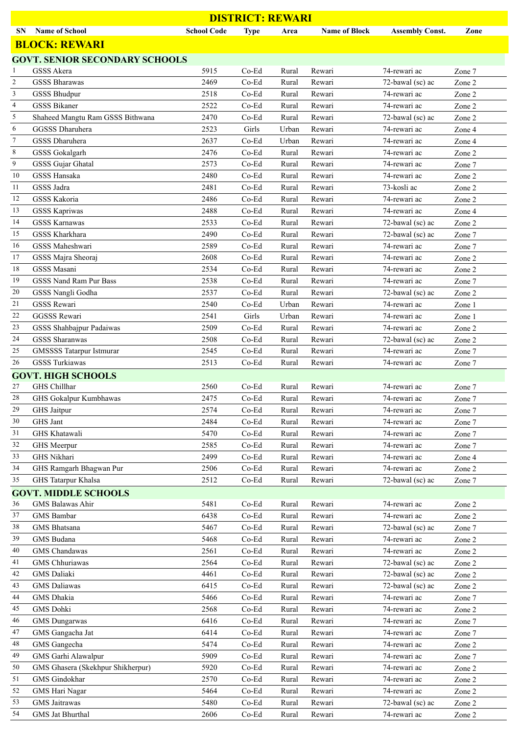# DISTRICT: REWARI

| SN | Name of School | School Code | Type | Area | Name of Block | Assembly Const. | Zone |
|---|---|---|---|---|---|---|---|
| **BLOCK: REWARI** | | | | | | | |
| **GOVT. SENIOR SECONDARY SCHOOLS** | | | | | | | |
| 1 | GSSS Akera | 5915 | Co-Ed | Rural | Rewari | 74-rewari ac | Zone 7 |
| 2 | GSSS Bharawas | 2469 | Co-Ed | Rural | Rewari | 72-bawal (sc) ac | Zone 2 |
| 3 | GSSS Bhudpur | 2518 | Co-Ed | Rural | Rewari | 74-rewari ac | Zone 2 |
| 4 | GSSS Bikaner | 2522 | Co-Ed | Rural | Rewari | 74-rewari ac | Zone 2 |
| 5 | Shaheed Mangtu Ram GSSS Bithwana | 2470 | Co-Ed | Rural | Rewari | 72-bawal (sc) ac | Zone 2 |
| 6 | GGSSS Dharuhera | 2523 | Girls | Urban | Rewari | 74-rewari ac | Zone 4 |
| 7 | GSSS Dharuhera | 2637 | Co-Ed | Urban | Rewari | 74-rewari ac | Zone 4 |
| 8 | GSSS Gokalgarh | 2476 | Co-Ed | Rural | Rewari | 74-rewari ac | Zone 2 |
| 9 | GSSS Gujar Ghatal | 2573 | Co-Ed | Rural | Rewari | 74-rewari ac | Zone 7 |
| 10 | GSSS Hansaka | 2480 | Co-Ed | Rural | Rewari | 74-rewari ac | Zone 2 |
| 11 | GSSS Jadra | 2481 | Co-Ed | Rural | Rewari | 73-kosli ac | Zone 2 |
| 12 | GSSS Kakoria | 2486 | Co-Ed | Rural | Rewari | 74-rewari ac | Zone 2 |
| 13 | GSSS Kapriwas | 2488 | Co-Ed | Rural | Rewari | 74-rewari ac | Zone 4 |
| 14 | GSSS Karnawas | 2533 | Co-Ed | Rural | Rewari | 72-bawal (sc) ac | Zone 2 |
| 15 | GSSS Kharkhara | 2490 | Co-Ed | Rural | Rewari | 72-bawal (sc) ac | Zone 7 |
| 16 | GSSS Maheshwari | 2589 | Co-Ed | Rural | Rewari | 74-rewari ac | Zone 7 |
| 17 | GSSS Majra Sheoraj | 2608 | Co-Ed | Rural | Rewari | 74-rewari ac | Zone 2 |
| 18 | GSSS Masani | 2534 | Co-Ed | Rural | Rewari | 74-rewari ac | Zone 2 |
| 19 | GSSS Nand Ram Pur Bass | 2538 | Co-Ed | Rural | Rewari | 74-rewari ac | Zone 7 |
| 20 | GSSS Nangli Godha | 2537 | Co-Ed | Rural | Rewari | 72-bawal (sc) ac | Zone 2 |
| 21 | GSSS Rewari | 2540 | Co-Ed | Urban | Rewari | 74-rewari ac | Zone 1 |
| 22 | GGSSS Rewari | 2541 | Girls | Urban | Rewari | 74-rewari ac | Zone 1 |
| 23 | GSSS Shahbajpur Padaiwas | 2509 | Co-Ed | Rural | Rewari | 74-rewari ac | Zone 2 |
| 24 | GSSS Sharanwas | 2508 | Co-Ed | Rural | Rewari | 72-bawal (sc) ac | Zone 2 |
| 25 | GMSSSS Tatarpur Istmurar | 2545 | Co-Ed | Rural | Rewari | 74-rewari ac | Zone 7 |
| 26 | GSSS Turkiawas | 2513 | Co-Ed | Rural | Rewari | 74-rewari ac | Zone 7 |
| **GOVT. HIGH SCHOOLS** | | | | | | | |
| 27 | GHS Chillhar | 2560 | Co-Ed | Rural | Rewari | 74-rewari ac | Zone 7 |
| 28 | GHS Gokalpur Kumbhawas | 2475 | Co-Ed | Rural | Rewari | 74-rewari ac | Zone 7 |
| 29 | GHS Jaitpur | 2574 | Co-Ed | Rural | Rewari | 74-rewari ac | Zone 7 |
| 30 | GHS Jant | 2484 | Co-Ed | Rural | Rewari | 74-rewari ac | Zone 7 |
| 31 | GHS Khatawali | 5470 | Co-Ed | Rural | Rewari | 74-rewari ac | Zone 7 |
| 32 | GHS Meerpur | 2585 | Co-Ed | Rural | Rewari | 74-rewari ac | Zone 7 |
| 33 | GHS Nikhari | 2499 | Co-Ed | Rural | Rewari | 74-rewari ac | Zone 4 |
| 34 | GHS Ramgarh Bhagwan Pur | 2506 | Co-Ed | Rural | Rewari | 74-rewari ac | Zone 2 |
| 35 | GHS Tatarpur Khalsa | 2512 | Co-Ed | Rural | Rewari | 72-bawal (sc) ac | Zone 7 |
| **GOVT. MIDDLE SCHOOLS** | | | | | | | |
| 36 | GMS Balawas Ahir | 5481 | Co-Ed | Rural | Rewari | 74-rewari ac | Zone 2 |
| 37 | GMS Bambar | 6438 | Co-Ed | Rural | Rewari | 74-rewari ac | Zone 2 |
| 38 | GMS Bhatsana | 5467 | Co-Ed | Rural | Rewari | 72-bawal (sc) ac | Zone 7 |
| 39 | GMS Budana | 5468 | Co-Ed | Rural | Rewari | 74-rewari ac | Zone 2 |
| 40 | GMS Chandawas | 2561 | Co-Ed | Rural | Rewari | 74-rewari ac | Zone 2 |
| 41 | GMS Chhuriawas | 2564 | Co-Ed | Rural | Rewari | 72-bawal (sc) ac | Zone 2 |
| 42 | GMS Daliaki | 4461 | Co-Ed | Rural | Rewari | 72-bawal (sc) ac | Zone 2 |
| 43 | GMS Daliawas | 6415 | Co-Ed | Rural | Rewari | 72-bawal (sc) ac | Zone 2 |
| 44 | GMS Dhakia | 5466 | Co-Ed | Rural | Rewari | 74-rewari ac | Zone 7 |
| 45 | GMS Dohki | 2568 | Co-Ed | Rural | Rewari | 74-rewari ac | Zone 2 |
| 46 | GMS Dungarwas | 6416 | Co-Ed | Rural | Rewari | 74-rewari ac | Zone 7 |
| 47 | GMS Gangacha Jat | 6414 | Co-Ed | Rural | Rewari | 74-rewari ac | Zone 7 |
| 48 | GMS Gangecha | 5474 | Co-Ed | Rural | Rewari | 74-rewari ac | Zone 2 |
| 49 | GMS Garhi Alawalpur | 5909 | Co-Ed | Rural | Rewari | 74-rewari ac | Zone 7 |
| 50 | GMS Ghasera (Skekhpur Shikherpur) | 5920 | Co-Ed | Rural | Rewari | 74-rewari ac | Zone 2 |
| 51 | GMS Gindokhar | 2570 | Co-Ed | Rural | Rewari | 74-rewari ac | Zone 2 |
| 52 | GMS Hari Nagar | 5464 | Co-Ed | Rural | Rewari | 74-rewari ac | Zone 2 |
| 53 | GMS Jaitrawas | 5480 | Co-Ed | Rural | Rewari | 72-bawal (sc) ac | Zone 2 |
| 54 | GMS Jat Bhurthal | 2606 | Co-Ed | Rural | Rewari | 74-rewari ac | Zone 2 |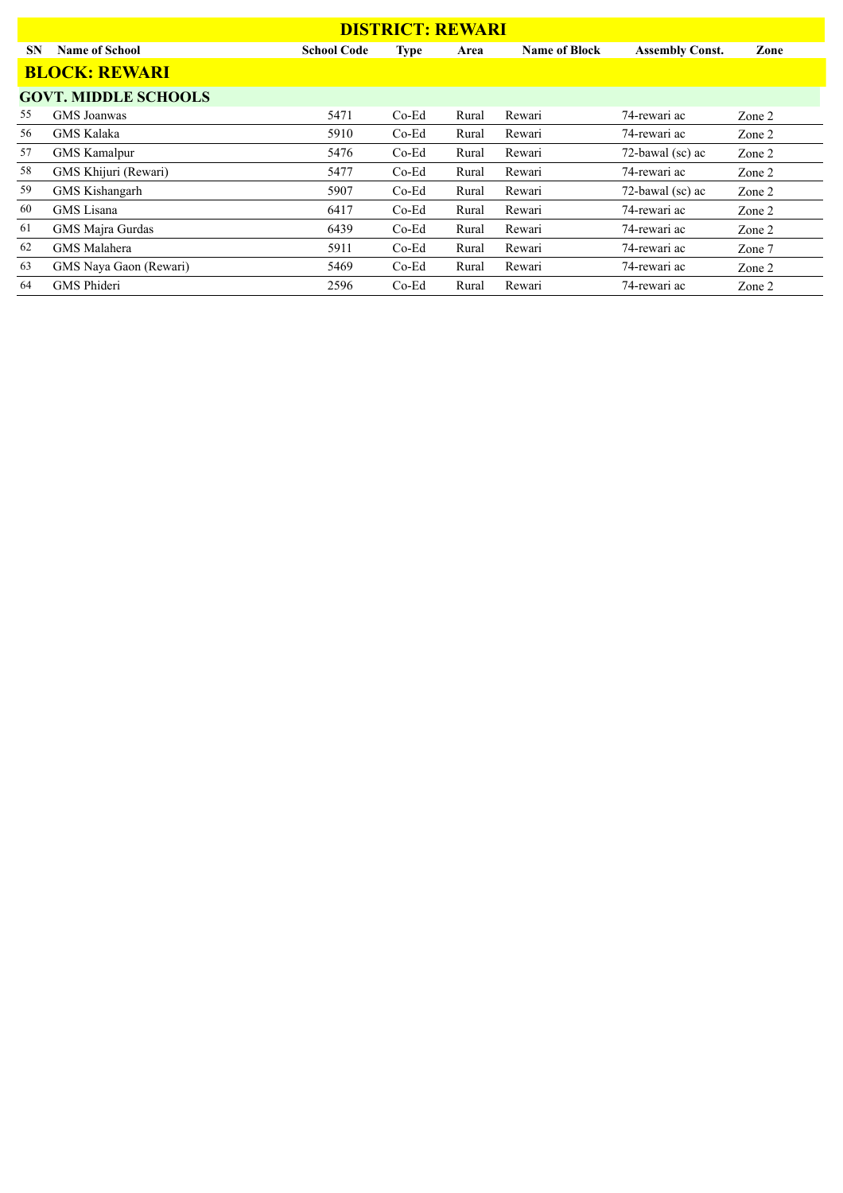# DISTRICT: REWARI

| SN | Name of School | School Code | Type | Area | Name of Block | Assembly Const. | Zone |
|---|---|---|---|---|---|---|---|
| **BLOCK: REWARI** | | | | | | | |
| **GOVT. MIDDLE SCHOOLS** | | | | | | | |
| 55 | GMS Joanwas | 5471 | Co-Ed | Rural | Rewari | 74-rewari ac | Zone 2 |
| 56 | GMS Kalaka | 5910 | Co-Ed | Rural | Rewari | 74-rewari ac | Zone 2 |
| 57 | GMS Kamalpur | 5476 | Co-Ed | Rural | Rewari | 72-bawal (sc) ac | Zone 2 |
| 58 | GMS Khijuri (Rewari) | 5477 | Co-Ed | Rural | Rewari | 74-rewari ac | Zone 2 |
| 59 | GMS Kishangarh | 5907 | Co-Ed | Rural | Rewari | 72-bawal (sc) ac | Zone 2 |
| 60 | GMS Lisana | 6417 | Co-Ed | Rural | Rewari | 74-rewari ac | Zone 2 |
| 61 | GMS Majra Gurdas | 6439 | Co-Ed | Rural | Rewari | 74-rewari ac | Zone 2 |
| 62 | GMS Malahera | 5911 | Co-Ed | Rural | Rewari | 74-rewari ac | Zone 7 |
| 63 | GMS Naya Gaon (Rewari) | 5469 | Co-Ed | Rural | Rewari | 74-rewari ac | Zone 2 |
| 64 | GMS Phideri | 2596 | Co-Ed | Rural | Rewari | 74-rewari ac | Zone 2 |